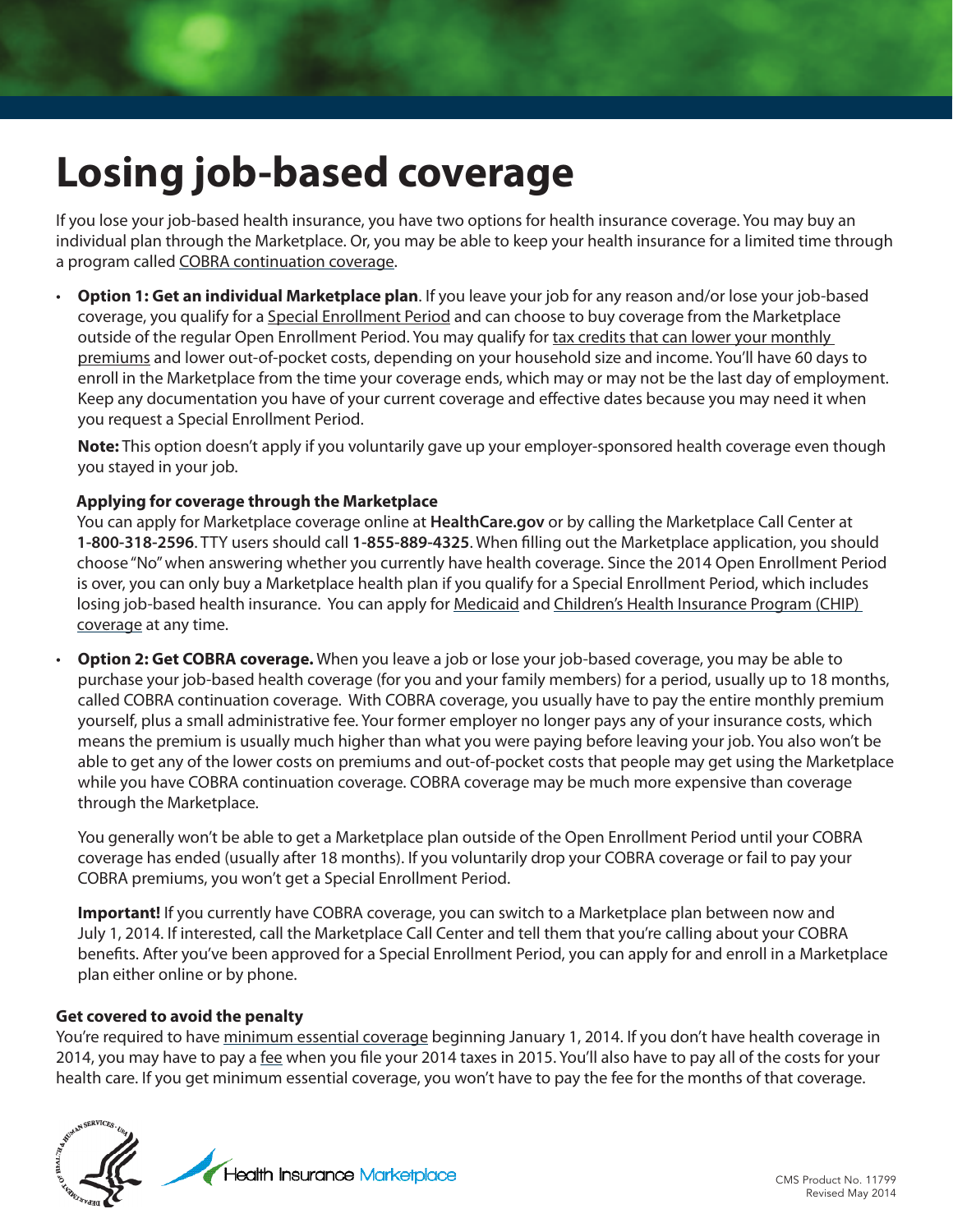# Losing job-based coverage

If you lose your job-based health insurance, you have two options for health insurance coverage. You may buy an individual plan through the Marketplace. Or, you may be able to keep your health insurance for a limited time through a program called COBRA continuation coverage.

- **Option 1: Get an individual Marketplace plan**. If you leave your job for any reason and/or lose your job-based coverage, you qualify for a Special Enrollment Period and can choose to buy coverage from the Marketplace outside of the regular Open Enrollment Period. You may qualify for tax credits that can lower your monthly premiums and lower out-of-pocket costs, depending on your household size and income. You'll have 60 days to enroll in the Marketplace from the time your coverage ends, which may or may not be the last day of employment. Keep any documentation you have of your current coverage and effective dates because you may need it when you request a Special Enrollment Period.

  **Note:** This option doesn't apply if you voluntarily gave up your employer-sponsored health coverage even though you stayed in your job.

  **Applying for coverage through the Marketplace**
  You can apply for Marketplace coverage online at **HealthCare.gov** or by calling the Marketplace Call Center at **1-800-318-2596**. TTY users should call **1-855-889-4325**. When filling out the Marketplace application, you should choose "No" when answering whether you currently have health coverage. Since the 2014 Open Enrollment Period is over, you can only buy a Marketplace health plan if you qualify for a Special Enrollment Period, which includes losing job-based health insurance. You can apply for Medicaid and Children's Health Insurance Program (CHIP) coverage at any time.

- **Option 2: Get COBRA coverage.** When you leave a job or lose your job-based coverage, you may be able to purchase your job-based health coverage (for you and your family members) for a period, usually up to 18 months, called COBRA continuation coverage. With COBRA coverage, you usually have to pay the entire monthly premium yourself, plus a small administrative fee. Your former employer no longer pays any of your insurance costs, which means the premium is usually much higher than what you were paying before leaving your job. You also won't be able to get any of the lower costs on premiums and out-of-pocket costs that people may get using the Marketplace while you have COBRA continuation coverage. COBRA coverage may be much more expensive than coverage through the Marketplace.

  You generally won't be able to get a Marketplace plan outside of the Open Enrollment Period until your COBRA coverage has ended (usually after 18 months). If you voluntarily drop your COBRA coverage or fail to pay your COBRA premiums, you won't get a Special Enrollment Period.

  **Important!** If you currently have COBRA coverage, you can switch to a Marketplace plan between now and July 1, 2014. If interested, call the Marketplace Call Center and tell them that you're calling about your COBRA benefits. After you've been approved for a Special Enrollment Period, you can apply for and enroll in a Marketplace plan either online or by phone.

**Get covered to avoid the penalty**
You're required to have minimum essential coverage beginning January 1, 2014. If you don't have health coverage in 2014, you may have to pay a fee when you file your 2014 taxes in 2015. You'll also have to pay all of the costs for your health care. If you get minimum essential coverage, you won't have to pay the fee for the months of that coverage.

Health Insurance Marketplace

CMS Product No. 11799
Revised May 2014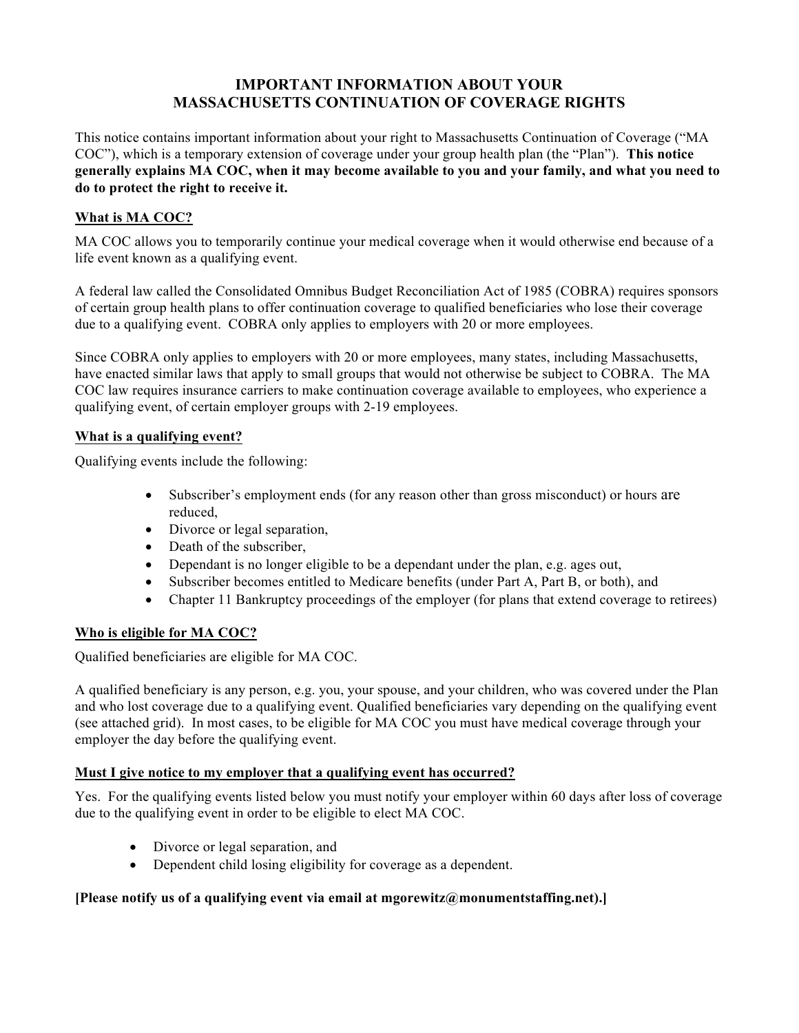# IMPORTANT INFORMATION ABOUT YOUR MASSACHUSETTS CONTINUATION OF COVERAGE RIGHTS

This notice contains important information about your right to Massachusetts Continuation of Coverage ("MA COC"), which is a temporary extension of coverage under your group health plan (the "Plan"). **This notice generally explains MA COC, when it may become available to you and your family, and what you need to do to protect the right to receive it.**

## What is MA COC?

MA COC allows you to temporarily continue your medical coverage when it would otherwise end because of a life event known as a qualifying event.

A federal law called the Consolidated Omnibus Budget Reconciliation Act of 1985 (COBRA) requires sponsors of certain group health plans to offer continuation coverage to qualified beneficiaries who lose their coverage due to a qualifying event. COBRA only applies to employers with 20 or more employees.

Since COBRA only applies to employers with 20 or more employees, many states, including Massachusetts, have enacted similar laws that apply to small groups that would not otherwise be subject to COBRA. The MA COC law requires insurance carriers to make continuation coverage available to employees, who experience a qualifying event, of certain employer groups with 2-19 employees.

## What is a qualifying event?

Qualifying events include the following:

- Subscriber's employment ends (for any reason other than gross misconduct) or hours are reduced,
- Divorce or legal separation,
- Death of the subscriber,
- Dependant is no longer eligible to be a dependant under the plan, e.g. ages out,
- Subscriber becomes entitled to Medicare benefits (under Part A, Part B, or both), and
- Chapter 11 Bankruptcy proceedings of the employer (for plans that extend coverage to retirees)

## Who is eligible for MA COC?

Qualified beneficiaries are eligible for MA COC.

A qualified beneficiary is any person, e.g. you, your spouse, and your children, who was covered under the Plan and who lost coverage due to a qualifying event. Qualified beneficiaries vary depending on the qualifying event (see attached grid). In most cases, to be eligible for MA COC you must have medical coverage through your employer the day before the qualifying event.

## Must I give notice to my employer that a qualifying event has occurred?

Yes. For the qualifying events listed below you must notify your employer within 60 days after loss of coverage due to the qualifying event in order to be eligible to elect MA COC.

- Divorce or legal separation, and
- Dependent child losing eligibility for coverage as a dependent.

**[Please notify us of a qualifying event via email at mgorewitz@monumentstaffing.net).]**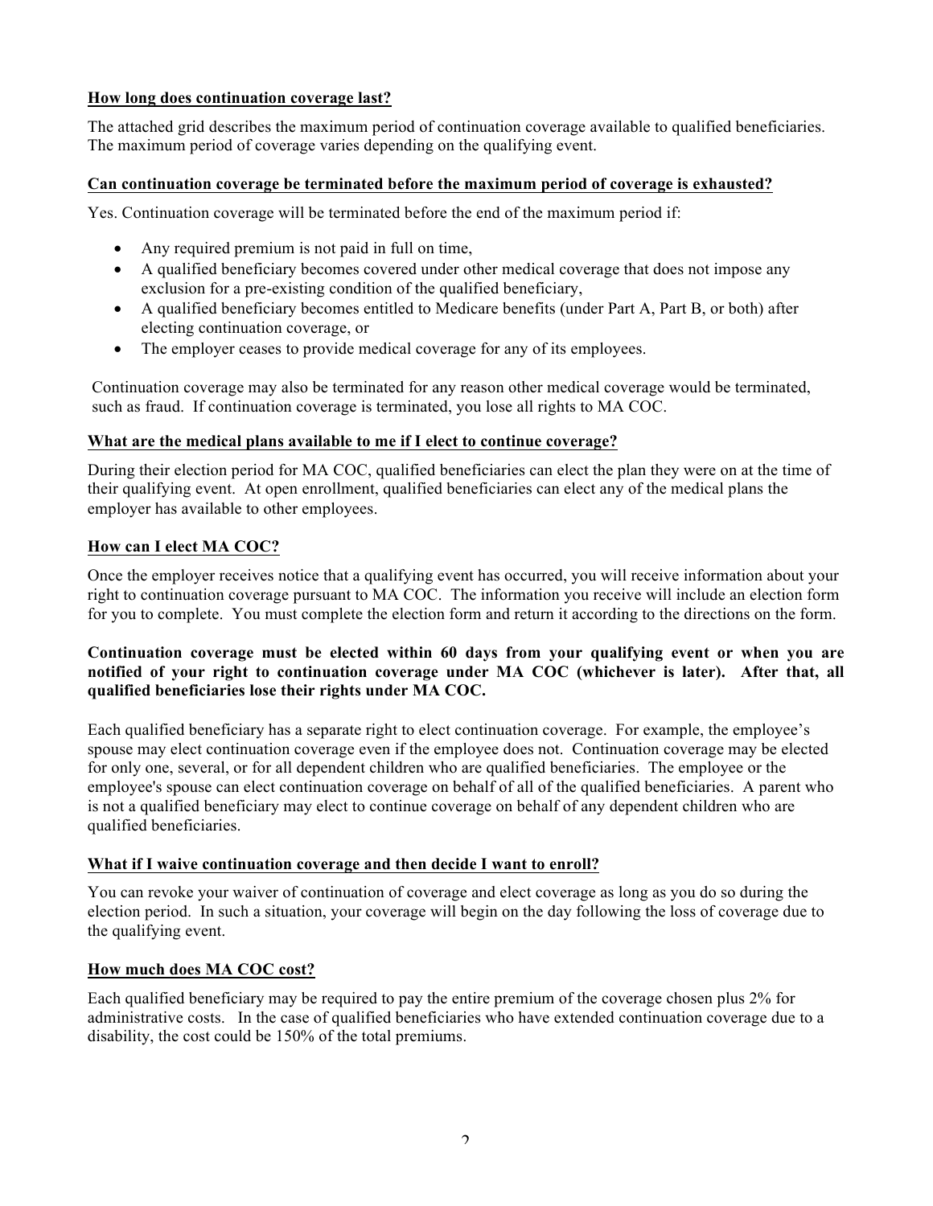**How long does continuation coverage last?**

The attached grid describes the maximum period of continuation coverage available to qualified beneficiaries. The maximum period of coverage varies depending on the qualifying event.

**Can continuation coverage be terminated before the maximum period of coverage is exhausted?**

Yes. Continuation coverage will be terminated before the end of the maximum period if:

- Any required premium is not paid in full on time,
- A qualified beneficiary becomes covered under other medical coverage that does not impose any exclusion for a pre-existing condition of the qualified beneficiary,
- A qualified beneficiary becomes entitled to Medicare benefits (under Part A, Part B, or both) after electing continuation coverage, or
- The employer ceases to provide medical coverage for any of its employees.

Continuation coverage may also be terminated for any reason other medical coverage would be terminated, such as fraud. If continuation coverage is terminated, you lose all rights to MA COC.

**What are the medical plans available to me if I elect to continue coverage?**

During their election period for MA COC, qualified beneficiaries can elect the plan they were on at the time of their qualifying event. At open enrollment, qualified beneficiaries can elect any of the medical plans the employer has available to other employees.

**How can I elect MA COC?**

Once the employer receives notice that a qualifying event has occurred, you will receive information about your right to continuation coverage pursuant to MA COC. The information you receive will include an election form for you to complete. You must complete the election form and return it according to the directions on the form.

**Continuation coverage must be elected within 60 days from your qualifying event or when you are notified of your right to continuation coverage under MA COC (whichever is later). After that, all qualified beneficiaries lose their rights under MA COC.**

Each qualified beneficiary has a separate right to elect continuation coverage. For example, the employee's spouse may elect continuation coverage even if the employee does not. Continuation coverage may be elected for only one, several, or for all dependent children who are qualified beneficiaries. The employee or the employee's spouse can elect continuation coverage on behalf of all of the qualified beneficiaries. A parent who is not a qualified beneficiary may elect to continue coverage on behalf of any dependent children who are qualified beneficiaries.

**What if I waive continuation coverage and then decide I want to enroll?**

You can revoke your waiver of continuation of coverage and elect coverage as long as you do so during the election period. In such a situation, your coverage will begin on the day following the loss of coverage due to the qualifying event.

**How much does MA COC cost?**

Each qualified beneficiary may be required to pay the entire premium of the coverage chosen plus 2% for administrative costs. In the case of qualified beneficiaries who have extended continuation coverage due to a disability, the cost could be 150% of the total premiums.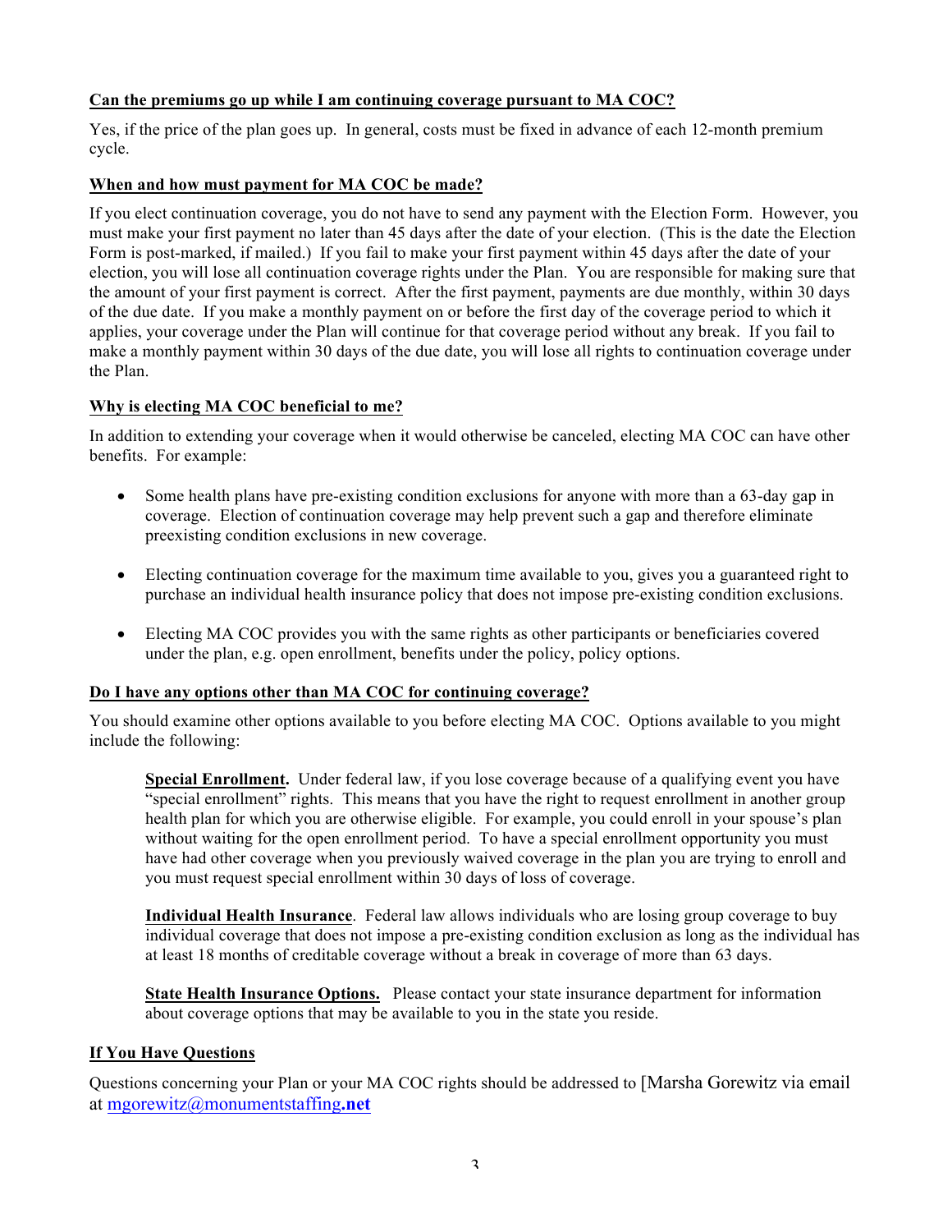**Can the premiums go up while I am continuing coverage pursuant to MA COC?**

Yes, if the price of the plan goes up. In general, costs must be fixed in advance of each 12-month premium cycle.

**When and how must payment for MA COC be made?**

If you elect continuation coverage, you do not have to send any payment with the Election Form. However, you must make your first payment no later than 45 days after the date of your election. (This is the date the Election Form is post-marked, if mailed.) If you fail to make your first payment within 45 days after the date of your election, you will lose all continuation coverage rights under the Plan. You are responsible for making sure that the amount of your first payment is correct. After the first payment, payments are due monthly, within 30 days of the due date. If you make a monthly payment on or before the first day of the coverage period to which it applies, your coverage under the Plan will continue for that coverage period without any break. If you fail to make a monthly payment within 30 days of the due date, you will lose all rights to continuation coverage under the Plan.

**Why is electing MA COC beneficial to me?**

In addition to extending your coverage when it would otherwise be canceled, electing MA COC can have other benefits. For example:

- Some health plans have pre-existing condition exclusions for anyone with more than a 63-day gap in coverage. Election of continuation coverage may help prevent such a gap and therefore eliminate preexisting condition exclusions in new coverage.
- Electing continuation coverage for the maximum time available to you, gives you a guaranteed right to purchase an individual health insurance policy that does not impose pre-existing condition exclusions.
- Electing MA COC provides you with the same rights as other participants or beneficiaries covered under the plan, e.g. open enrollment, benefits under the policy, policy options.

**Do I have any options other than MA COC for continuing coverage?**

You should examine other options available to you before electing MA COC. Options available to you might include the following:

> **Special Enrollment.** Under federal law, if you lose coverage because of a qualifying event you have "special enrollment" rights. This means that you have the right to request enrollment in another group health plan for which you are otherwise eligible. For example, you could enroll in your spouse's plan without waiting for the open enrollment period. To have a special enrollment opportunity you must have had other coverage when you previously waived coverage in the plan you are trying to enroll and you must request special enrollment within 30 days of loss of coverage.
>
> **Individual Health Insurance**. Federal law allows individuals who are losing group coverage to buy individual coverage that does not impose a pre-existing condition exclusion as long as the individual has at least 18 months of creditable coverage without a break in coverage of more than 63 days.
>
> **State Health Insurance Options.** Please contact your state insurance department for information about coverage options that may be available to you in the state you reside.

**If You Have Questions**

Questions concerning your Plan or your MA COC rights should be addressed to [Marsha Gorewitz via email at mgorewitz@monumentstaffing**.net**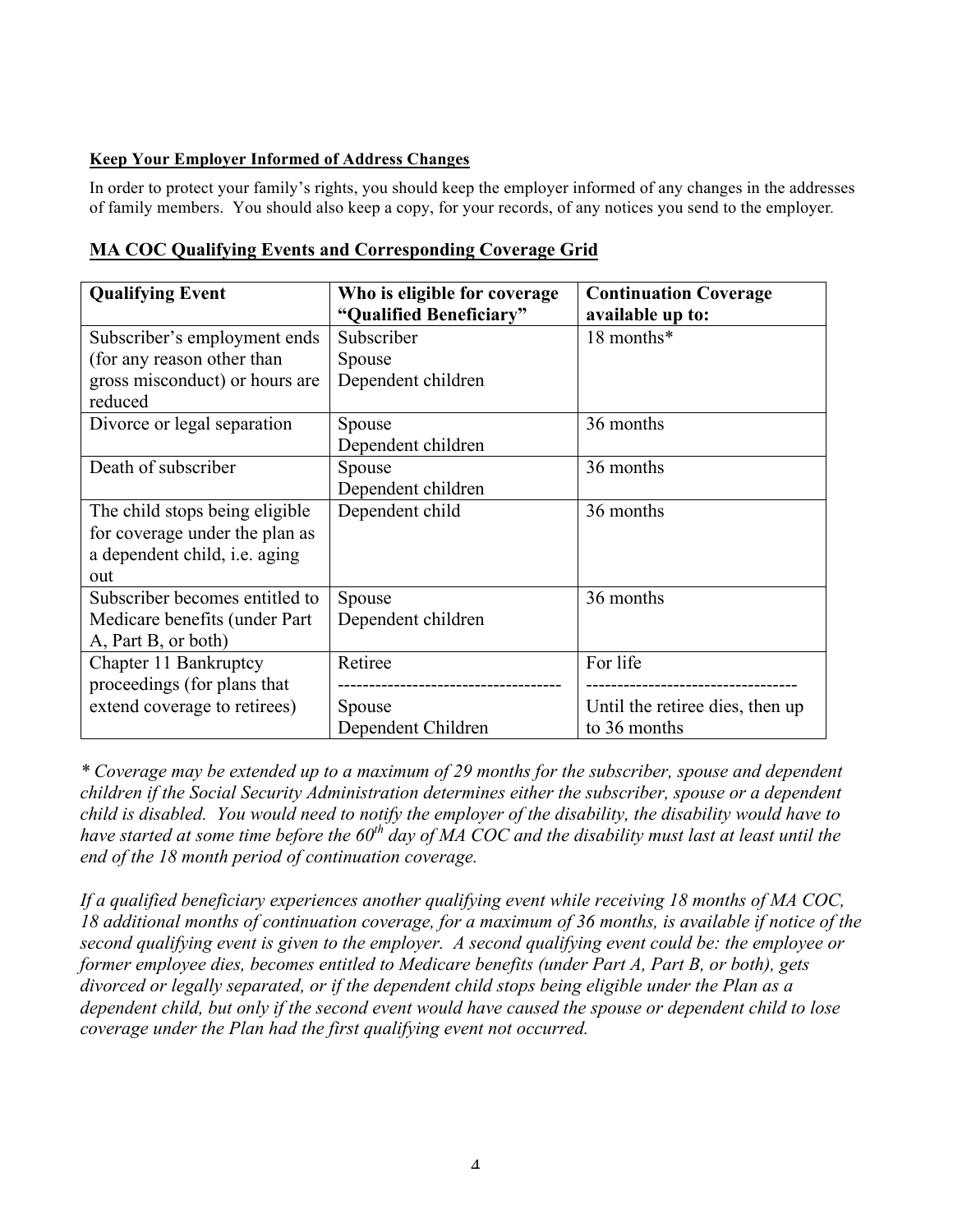**Keep Your Employer Informed of Address Changes**

In order to protect your family's rights, you should keep the employer informed of any changes in the addresses of family members. You should also keep a copy, for your records, of any notices you send to the employer.

## MA COC Qualifying Events and Corresponding Coverage Grid

| Qualifying Event | Who is eligible for coverage "Qualified Beneficiary" | Continuation Coverage available up to: |
|---|---|---|
| Subscriber's employment ends (for any reason other than gross misconduct) or hours are reduced | Subscriber<br>Spouse<br>Dependent children | 18 months* |
| Divorce or legal separation | Spouse<br>Dependent children | 36 months |
| Death of subscriber | Spouse<br>Dependent children | 36 months |
| The child stops being eligible for coverage under the plan as a dependent child, i.e. aging out | Dependent child | 36 months |
| Subscriber becomes entitled to Medicare benefits (under Part A, Part B, or both) | Spouse<br>Dependent children | 36 months |
| Chapter 11 Bankruptcy proceedings (for plans that extend coverage to retirees) | Retiree<br>------------------------------------<br>Spouse<br>Dependent Children | For life<br>----------------------------------<br>Until the retiree dies, then up to 36 months |

*\* Coverage may be extended up to a maximum of 29 months for the subscriber, spouse and dependent children if the Social Security Administration determines either the subscriber, spouse or a dependent child is disabled. You would need to notify the employer of the disability, the disability would have to have started at some time before the 60th day of MA COC and the disability must last at least until the end of the 18 month period of continuation coverage.*

*If a qualified beneficiary experiences another qualifying event while receiving 18 months of MA COC, 18 additional months of continuation coverage, for a maximum of 36 months, is available if notice of the second qualifying event is given to the employer. A second qualifying event could be: the employee or former employee dies, becomes entitled to Medicare benefits (under Part A, Part B, or both), gets divorced or legally separated, or if the dependent child stops being eligible under the Plan as a dependent child, but only if the second event would have caused the spouse or dependent child to lose coverage under the Plan had the first qualifying event not occurred.*